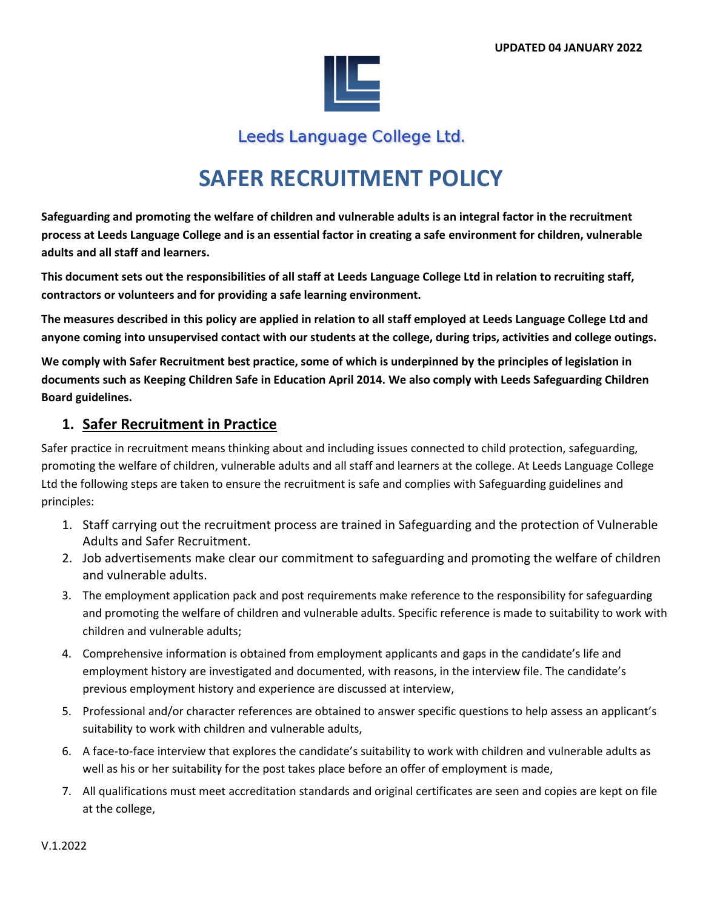UPDATED 04 JANUARY 2022

Leeds Language College Ltd.

# SAFER RECRUITMENT POLICY

**Safeguarding and promoting the welfare of children and vulnerable adults is an integral factor in the recruitment process at Leeds Language College and is an essential factor in creating a safe environment for children, vulnerable adults and all staff and learners.**

**This document sets out the responsibilities of all staff at Leeds Language College Ltd in relation to recruiting staff, contractors or volunteers and for providing a safe learning environment.**

**The measures described in this policy are applied in relation to all staff employed at Leeds Language College Ltd and anyone coming into unsupervised contact with our students at the college, during trips, activities and college outings.**

**We comply with Safer Recruitment best practice, some of which is underpinned by the principles of legislation in documents such as Keeping Children Safe in Education April 2014. We also comply with Leeds Safeguarding Children Board guidelines.**

## 1. Safer Recruitment in Practice

Safer practice in recruitment means thinking about and including issues connected to child protection, safeguarding, promoting the welfare of children, vulnerable adults and all staff and learners at the college. At Leeds Language College Ltd the following steps are taken to ensure the recruitment is safe and complies with Safeguarding guidelines and principles:

1. Staff carrying out the recruitment process are trained in Safeguarding and the protection of Vulnerable Adults and Safer Recruitment.
2. Job advertisements make clear our commitment to safeguarding and promoting the welfare of children and vulnerable adults.
3. The employment application pack and post requirements make reference to the responsibility for safeguarding and promoting the welfare of children and vulnerable adults. Specific reference is made to suitability to work with children and vulnerable adults;
4. Comprehensive information is obtained from employment applicants and gaps in the candidate's life and employment history are investigated and documented, with reasons, in the interview file. The candidate's previous employment history and experience are discussed at interview,
5. Professional and/or character references are obtained to answer specific questions to help assess an applicant's suitability to work with children and vulnerable adults,
6. A face-to-face interview that explores the candidate's suitability to work with children and vulnerable adults as well as his or her suitability for the post takes place before an offer of employment is made,
7. All qualifications must meet accreditation standards and original certificates are seen and copies are kept on file at the college,

V.1.2022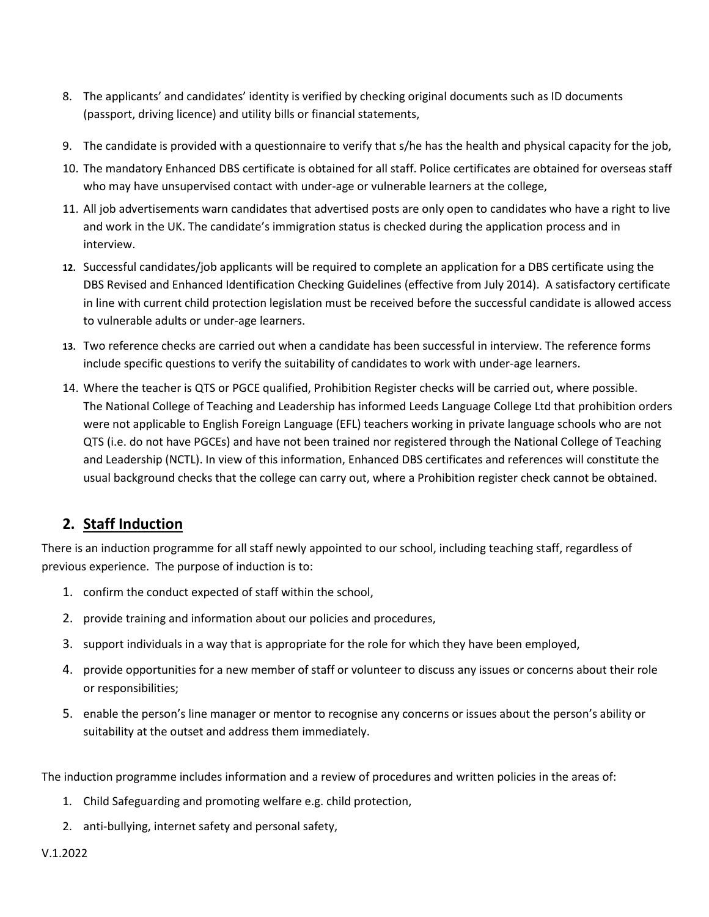8. The applicants' and candidates' identity is verified by checking original documents such as ID documents (passport, driving licence) and utility bills or financial statements,
9. The candidate is provided with a questionnaire to verify that s/he has the health and physical capacity for the job,
10. The mandatory Enhanced DBS certificate is obtained for all staff. Police certificates are obtained for overseas staff who may have unsupervised contact with under-age or vulnerable learners at the college,
11. All job advertisements warn candidates that advertised posts are only open to candidates who have a right to live and work in the UK. The candidate's immigration status is checked during the application process and in interview.
12. Successful candidates/job applicants will be required to complete an application for a DBS certificate using the DBS Revised and Enhanced Identification Checking Guidelines (effective from July 2014). A satisfactory certificate in line with current child protection legislation must be received before the successful candidate is allowed access to vulnerable adults or under-age learners.
13. Two reference checks are carried out when a candidate has been successful in interview. The reference forms include specific questions to verify the suitability of candidates to work with under-age learners.
14. Where the teacher is QTS or PGCE qualified, Prohibition Register checks will be carried out, where possible. The National College of Teaching and Leadership has informed Leeds Language College Ltd that prohibition orders were not applicable to English Foreign Language (EFL) teachers working in private language schools who are not QTS (i.e. do not have PGCEs) and have not been trained nor registered through the National College of Teaching and Leadership (NCTL). In view of this information, Enhanced DBS certificates and references will constitute the usual background checks that the college can carry out, where a Prohibition register check cannot be obtained.

## 2. Staff Induction

There is an induction programme for all staff newly appointed to our school, including teaching staff, regardless of previous experience. The purpose of induction is to:

1. confirm the conduct expected of staff within the school,
2. provide training and information about our policies and procedures,
3. support individuals in a way that is appropriate for the role for which they have been employed,
4. provide opportunities for a new member of staff or volunteer to discuss any issues or concerns about their role or responsibilities;
5. enable the person's line manager or mentor to recognise any concerns or issues about the person's ability or suitability at the outset and address them immediately.

The induction programme includes information and a review of procedures and written policies in the areas of:

1. Child Safeguarding and promoting welfare e.g. child protection,
2. anti-bullying, internet safety and personal safety,

V.1.2022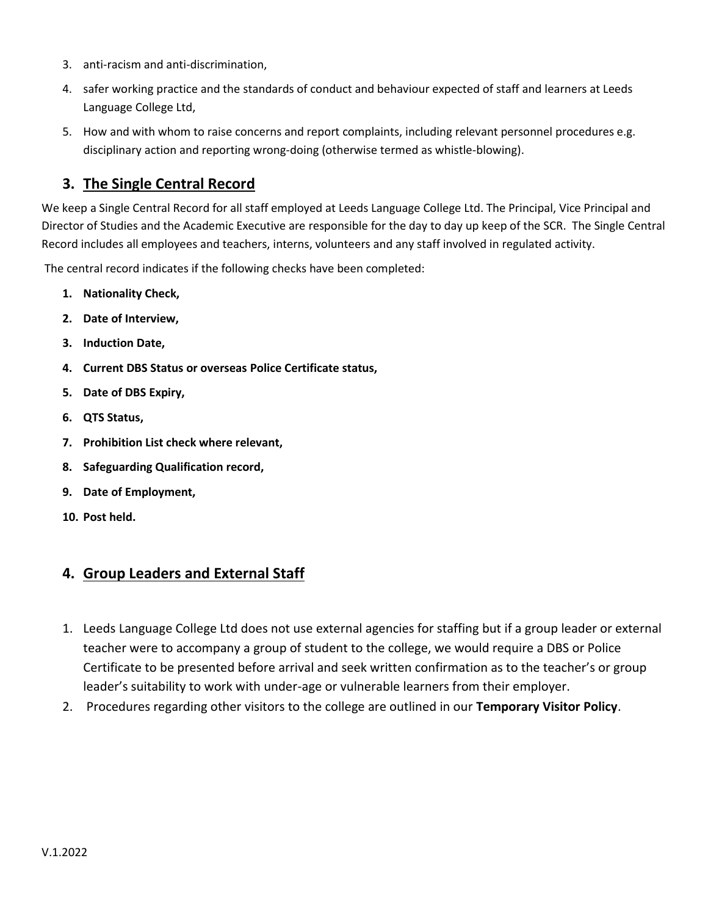3. anti-racism and anti-discrimination,
4. safer working practice and the standards of conduct and behaviour expected of staff and learners at Leeds Language College Ltd,
5. How and with whom to raise concerns and report complaints, including relevant personnel procedures e.g. disciplinary action and reporting wrong-doing (otherwise termed as whistle-blowing).

## 3. The Single Central Record

We keep a Single Central Record for all staff employed at Leeds Language College Ltd. The Principal, Vice Principal and Director of Studies and the Academic Executive are responsible for the day to day up keep of the SCR. The Single Central Record includes all employees and teachers, interns, volunteers and any staff involved in regulated activity.

The central record indicates if the following checks have been completed:

1. **Nationality Check,**
2. **Date of Interview,**
3. **Induction Date,**
4. **Current DBS Status or overseas Police Certificate status,**
5. **Date of DBS Expiry,**
6. **QTS Status,**
7. **Prohibition List check where relevant,**
8. **Safeguarding Qualification record,**
9. **Date of Employment,**
10. **Post held.**

## 4. Group Leaders and External Staff

1. Leeds Language College Ltd does not use external agencies for staffing but if a group leader or external teacher were to accompany a group of student to the college, we would require a DBS or Police Certificate to be presented before arrival and seek written confirmation as to the teacher's or group leader's suitability to work with under-age or vulnerable learners from their employer.
2. Procedures regarding other visitors to the college are outlined in our **Temporary Visitor Policy**.

V.1.2022